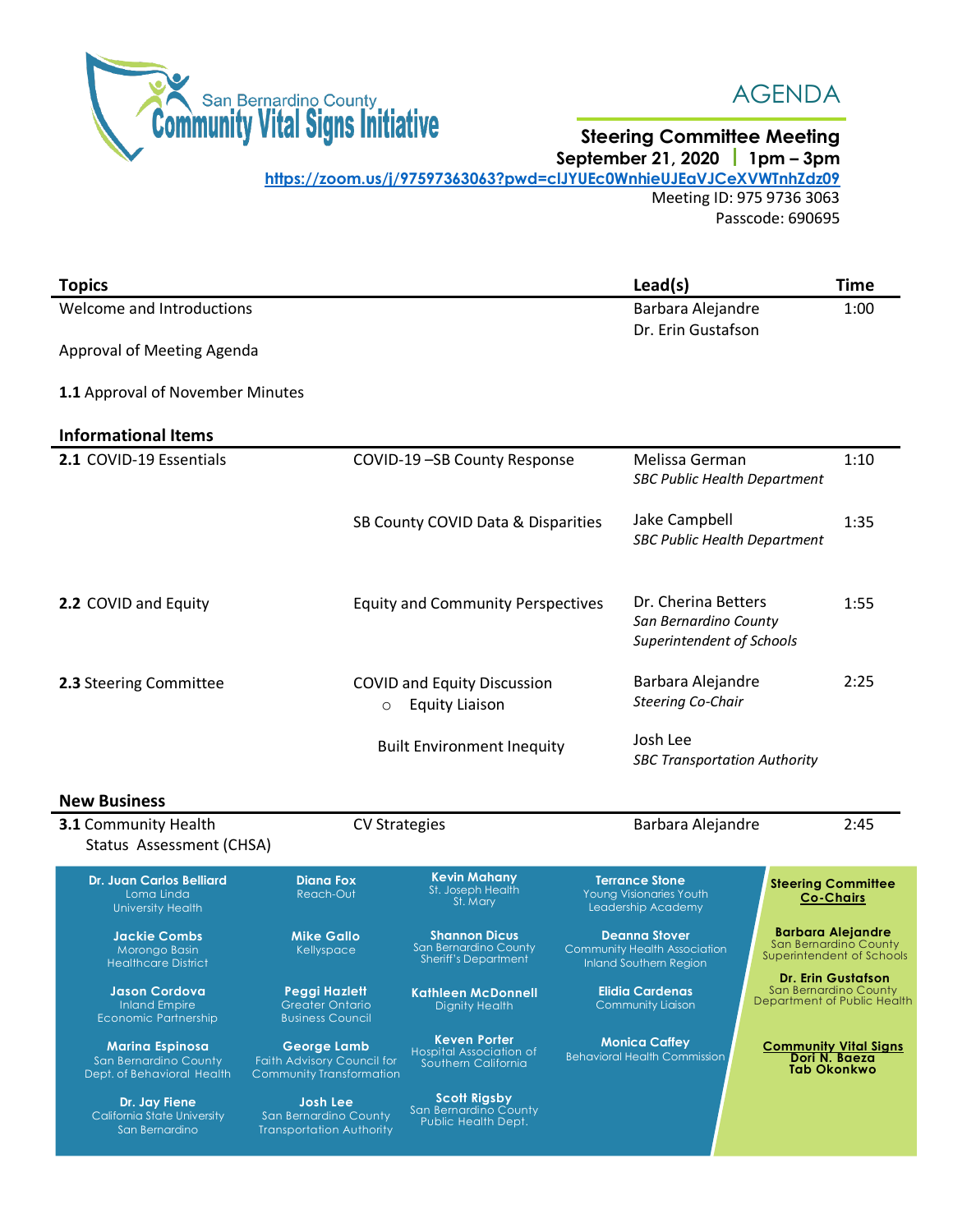San Bernardino County
**Community Vital Signs Initiative**

# AGENDA

## Steering Committee Meeting

**September 21, 2020 | 1pm – 3pm**

**https://zoom.us/j/97597363063?pwd=clJYUEc0WnhieUJEaVJCeXVWTnhZdz09**

Meeting ID: 975 9736 3063
Passcode: 690695

| **Topics** | | **Lead(s)** | **Time** |
|---|---|---|---|
| Welcome and Introductions | | Barbara Alejandre<br>Dr. Erin Gustafson | 1:00 |
| Approval of Meeting Agenda | | | |
| **1.1** Approval of November Minutes | | | |
| **Informational Items** | | | |
| **2.1** COVID-19 Essentials | COVID-19 –SB County Response | Melissa German<br>*SBC Public Health Department* | 1:10 |
| | SB County COVID Data & Disparities | Jake Campbell<br>*SBC Public Health Department* | 1:35 |
| **2.2** COVID and Equity | Equity and Community Perspectives | Dr. Cherina Betters<br>*San Bernardino County Superintendent of Schools* | 1:55 |
| **2.3** Steering Committee | COVID and Equity Discussion<br>○ Equity Liaison | Barbara Alejandre<br>*Steering Co-Chair* | 2:25 |
| | Built Environment Inequity | Josh Lee<br>*SBC Transportation Authority* | |
| **New Business** | | | |
| **3.1** Community Health Status Assessment (CHSA) | CV Strategies | Barbara Alejandre | 2:45 |

**Dr. Juan Carlos Belliard**
Loma Linda University Health

**Jackie Combs**
Morongo Basin Healthcare District

**Jason Cordova**
Inland Empire Economic Partnership

**Marina Espinosa**
San Bernardino County Dept. of Behavioral Health

**Dr. Jay Fiene**
California State University San Bernardino

**Diana Fox**
Reach-Out

**Mike Gallo**
Kellyspace

**Peggi Hazlett**
Greater Ontario Business Council

**George Lamb**
Faith Advisory Council for Community Transformation

**Josh Lee**
San Bernardino County Transportation Authority

**Kevin Mahany**
St. Joseph Health St. Mary

**Shannon Dicus**
San Bernardino County Sheriff's Department

**Kathleen McDonnell**
Dignity Health

**Keven Porter**
Hospital Association of Southern California

**Scott Rigsby**
San Bernardino County Public Health Dept.

**Terrance Stone**
Young Visionaries Youth Leadership Academy

**Deanna Stover**
Community Health Association Inland Southern Region

**Elidia Cardenas**
Community Liaison

**Monica Caffey**
Behavioral Health Commission

**Steering Committee Co-Chairs**

**Barbara Alejandre**
San Bernardino County Superintendent of Schools

**Dr. Erin Gustafson**
San Bernardino County Department of Public Health

**Community Vital Signs**
**Dori N. Baeza**
**Tab Okonkwo**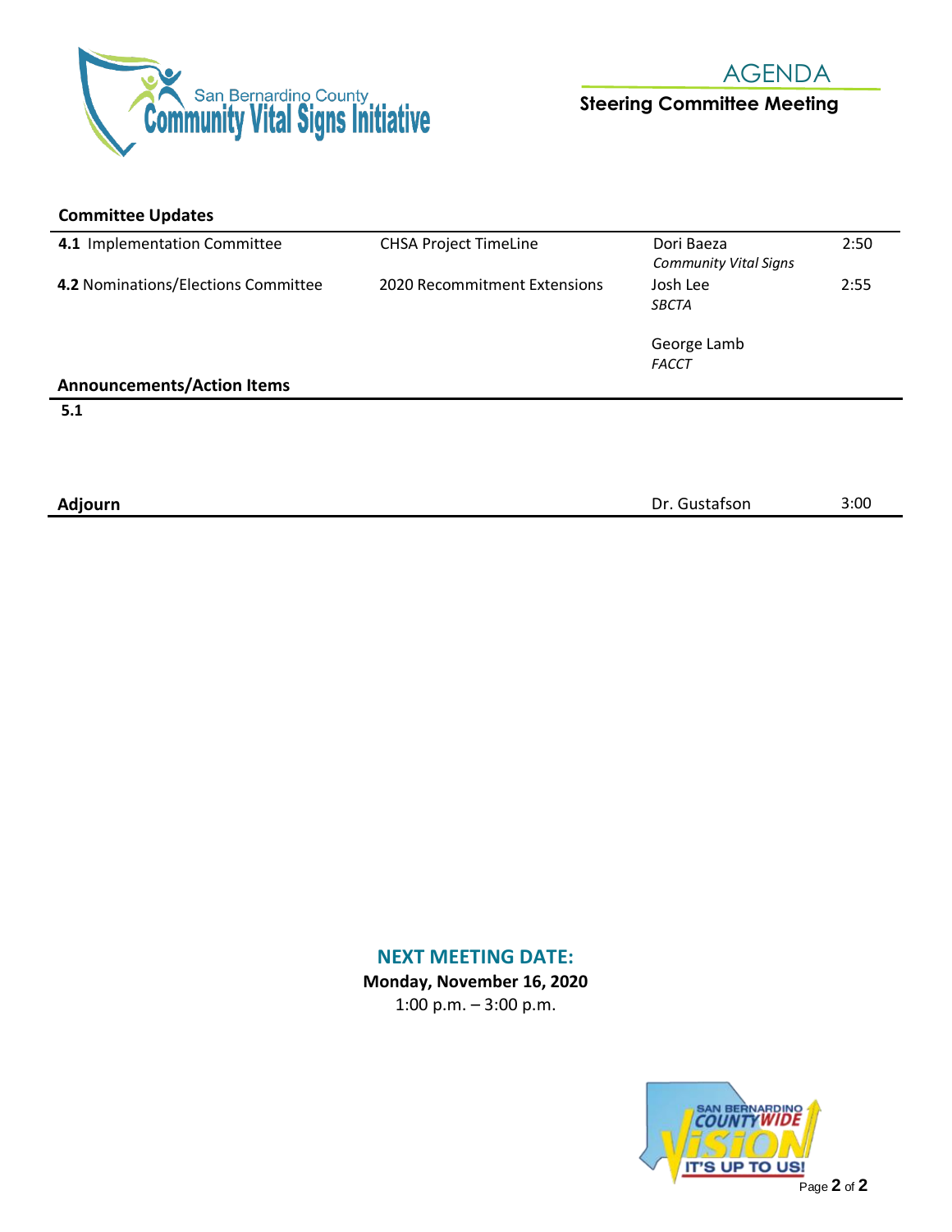# AGENDA

**Steering Committee Meeting**

| | | | |
|---|---|---|---|
| **Committee Updates** | | | |
| **4.1** Implementation Committee | CHSA Project TimeLine | Dori Baeza *Community Vital Signs* | 2:50 |
| **4.2** Nominations/Elections Committee | 2020 Recommitment Extensions | Josh Lee *SBCTA* | 2:55 |
| | | George Lamb *FACCT* | |
| **Announcements/Action Items** | | | |
| **5.1** | | | |
| **Adjourn** | | Dr. Gustafson | 3:00 |

## NEXT MEETING DATE:

**Monday, November 16, 2020**

1:00 p.m. – 3:00 p.m.